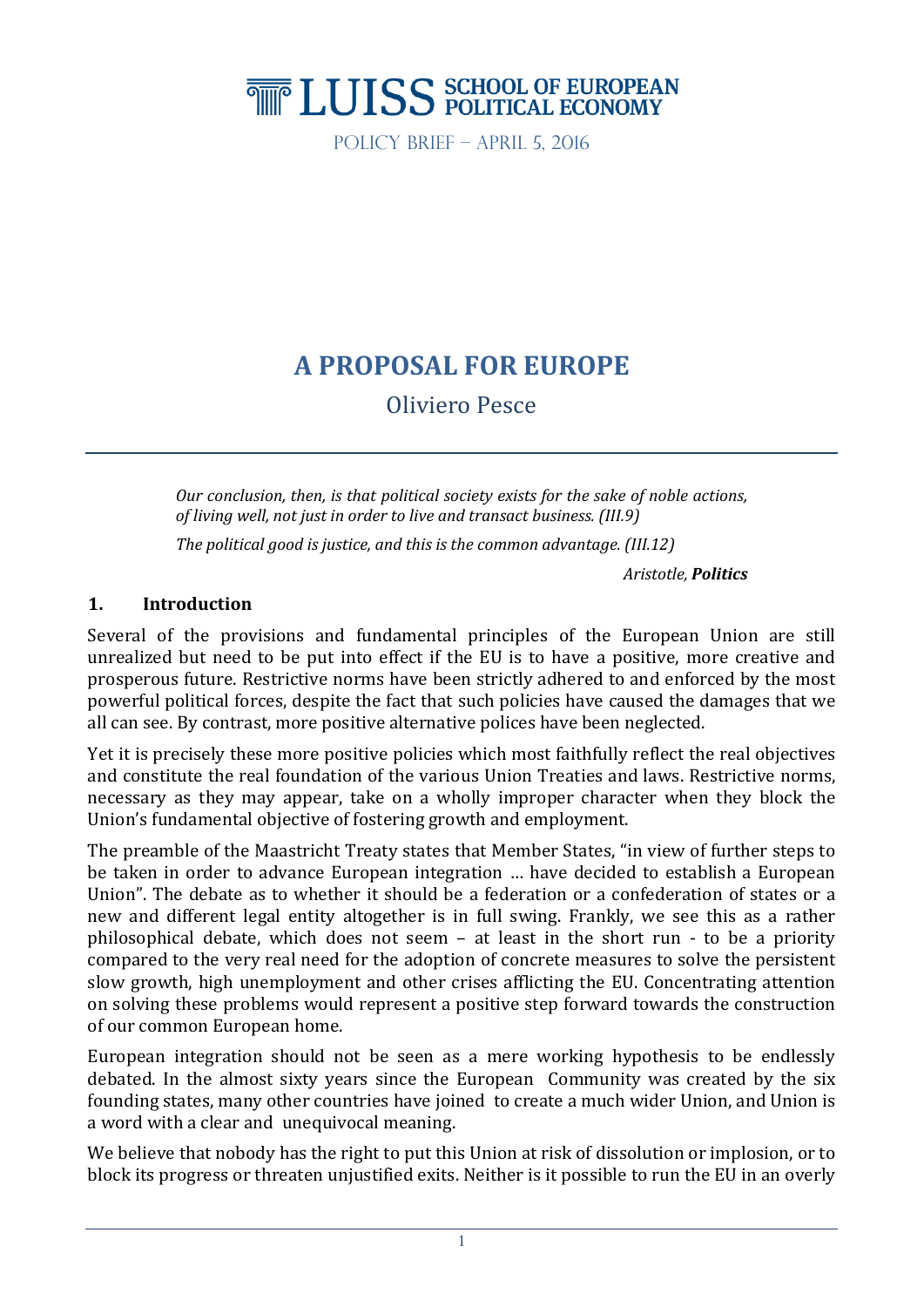LUISS SCHOOL OF EUROPEAN POLITICAL ECONOMY

POLICY BRIEF – APRIL 5, 2016

# A PROPOSAL FOR EUROPE

Oliviero Pesce

---

*Our conclusion, then, is that political society exists for the sake of noble actions, of living well, not just in order to live and transact business. (III.9)*

*The political good is justice, and this is the common advantage. (III.12)*

*Aristotle,* ***Politics***

## 1. Introduction

Several of the provisions and fundamental principles of the European Union are still unrealized but need to be put into effect if the EU is to have a positive, more creative and prosperous future. Restrictive norms have been strictly adhered to and enforced by the most powerful political forces, despite the fact that such policies have caused the damages that we all can see. By contrast, more positive alternative polices have been neglected.

Yet it is precisely these more positive policies which most faithfully reflect the real objectives and constitute the real foundation of the various Union Treaties and laws. Restrictive norms, necessary as they may appear, take on a wholly improper character when they block the Union's fundamental objective of fostering growth and employment.

The preamble of the Maastricht Treaty states that Member States, "in view of further steps to be taken in order to advance European integration … have decided to establish a European Union". The debate as to whether it should be a federation or a confederation of states or a new and different legal entity altogether is in full swing. Frankly, we see this as a rather philosophical debate, which does not seem – at least in the short run - to be a priority compared to the very real need for the adoption of concrete measures to solve the persistent slow growth, high unemployment and other crises afflicting the EU. Concentrating attention on solving these problems would represent a positive step forward towards the construction of our common European home.

European integration should not be seen as a mere working hypothesis to be endlessly debated. In the almost sixty years since the European Community was created by the six founding states, many other countries have joined to create a much wider Union, and Union is a word with a clear and unequivocal meaning.

We believe that nobody has the right to put this Union at risk of dissolution or implosion, or to block its progress or threaten unjustified exits. Neither is it possible to run the EU in an overly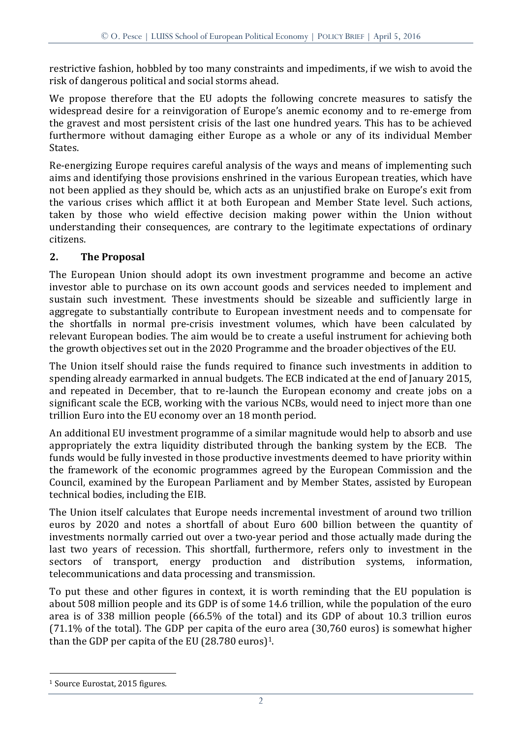restrictive fashion, hobbled by too many constraints and impediments, if we wish to avoid the risk of dangerous political and social storms ahead.

We propose therefore that the EU adopts the following concrete measures to satisfy the widespread desire for a reinvigoration of Europe's anemic economy and to re-emerge from the gravest and most persistent crisis of the last one hundred years. This has to be achieved furthermore without damaging either Europe as a whole or any of its individual Member States.

Re-energizing Europe requires careful analysis of the ways and means of implementing such aims and identifying those provisions enshrined in the various European treaties, which have not been applied as they should be, which acts as an unjustified brake on Europe's exit from the various crises which afflict it at both European and Member State level. Such actions, taken by those who wield effective decision making power within the Union without understanding their consequences, are contrary to the legitimate expectations of ordinary citizens.

## 2. The Proposal

The European Union should adopt its own investment programme and become an active investor able to purchase on its own account goods and services needed to implement and sustain such investment. These investments should be sizeable and sufficiently large in aggregate to substantially contribute to European investment needs and to compensate for the shortfalls in normal pre-crisis investment volumes, which have been calculated by relevant European bodies. The aim would be to create a useful instrument for achieving both the growth objectives set out in the 2020 Programme and the broader objectives of the EU.

The Union itself should raise the funds required to finance such investments in addition to spending already earmarked in annual budgets. The ECB indicated at the end of January 2015, and repeated in December, that to re-launch the European economy and create jobs on a significant scale the ECB, working with the various NCBs, would need to inject more than one trillion Euro into the EU economy over an 18 month period.

An additional EU investment programme of a similar magnitude would help to absorb and use appropriately the extra liquidity distributed through the banking system by the ECB. The funds would be fully invested in those productive investments deemed to have priority within the framework of the economic programmes agreed by the European Commission and the Council, examined by the European Parliament and by Member States, assisted by European technical bodies, including the EIB.

The Union itself calculates that Europe needs incremental investment of around two trillion euros by 2020 and notes a shortfall of about Euro 600 billion between the quantity of investments normally carried out over a two-year period and those actually made during the last two years of recession. This shortfall, furthermore, refers only to investment in the sectors of transport, energy production and distribution systems, information, telecommunications and data processing and transmission.

To put these and other figures in context, it is worth reminding that the EU population is about 508 million people and its GDP is of some 14.6 trillion, while the population of the euro area is of 338 million people (66.5% of the total) and its GDP of about 10.3 trillion euros (71.1% of the total). The GDP per capita of the euro area (30,760 euros) is somewhat higher than the GDP per capita of the EU (28.780 euros)[1].

[1] Source Eurostat, 2015 figures.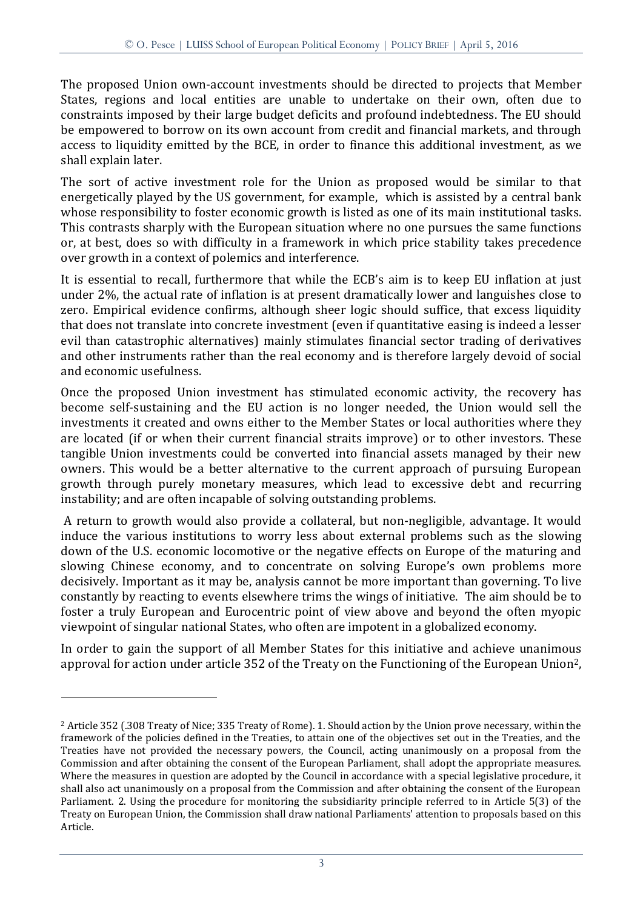The proposed Union own-account investments should be directed to projects that Member States, regions and local entities are unable to undertake on their own, often due to constraints imposed by their large budget deficits and profound indebtedness. The EU should be empowered to borrow on its own account from credit and financial markets, and through access to liquidity emitted by the BCE, in order to finance this additional investment, as we shall explain later.

The sort of active investment role for the Union as proposed would be similar to that energetically played by the US government, for example, which is assisted by a central bank whose responsibility to foster economic growth is listed as one of its main institutional tasks. This contrasts sharply with the European situation where no one pursues the same functions or, at best, does so with difficulty in a framework in which price stability takes precedence over growth in a context of polemics and interference.

It is essential to recall, furthermore that while the ECB's aim is to keep EU inflation at just under 2%, the actual rate of inflation is at present dramatically lower and languishes close to zero. Empirical evidence confirms, although sheer logic should suffice, that excess liquidity that does not translate into concrete investment (even if quantitative easing is indeed a lesser evil than catastrophic alternatives) mainly stimulates financial sector trading of derivatives and other instruments rather than the real economy and is therefore largely devoid of social and economic usefulness.

Once the proposed Union investment has stimulated economic activity, the recovery has become self-sustaining and the EU action is no longer needed, the Union would sell the investments it created and owns either to the Member States or local authorities where they are located (if or when their current financial straits improve) or to other investors. These tangible Union investments could be converted into financial assets managed by their new owners. This would be a better alternative to the current approach of pursuing European growth through purely monetary measures, which lead to excessive debt and recurring instability; and are often incapable of solving outstanding problems.

A return to growth would also provide a collateral, but non-negligible, advantage. It would induce the various institutions to worry less about external problems such as the slowing down of the U.S. economic locomotive or the negative effects on Europe of the maturing and slowing Chinese economy, and to concentrate on solving Europe's own problems more decisively. Important as it may be, analysis cannot be more important than governing. To live constantly by reacting to events elsewhere trims the wings of initiative. The aim should be to foster a truly European and Eurocentric point of view above and beyond the often myopic viewpoint of singular national States, who often are impotent in a globalized economy.

In order to gain the support of all Member States for this initiative and achieve unanimous approval for action under article 352 of the Treaty on the Functioning of the European Union[2],

---

[2] Article 352 (.308 Treaty of Nice; 335 Treaty of Rome). 1. Should action by the Union prove necessary, within the framework of the policies defined in the Treaties, to attain one of the objectives set out in the Treaties, and the Treaties have not provided the necessary powers, the Council, acting unanimously on a proposal from the Commission and after obtaining the consent of the European Parliament, shall adopt the appropriate measures. Where the measures in question are adopted by the Council in accordance with a special legislative procedure, it shall also act unanimously on a proposal from the Commission and after obtaining the consent of the European Parliament. 2. Using the procedure for monitoring the subsidiarity principle referred to in Article 5(3) of the Treaty on European Union, the Commission shall draw national Parliaments' attention to proposals based on this Article.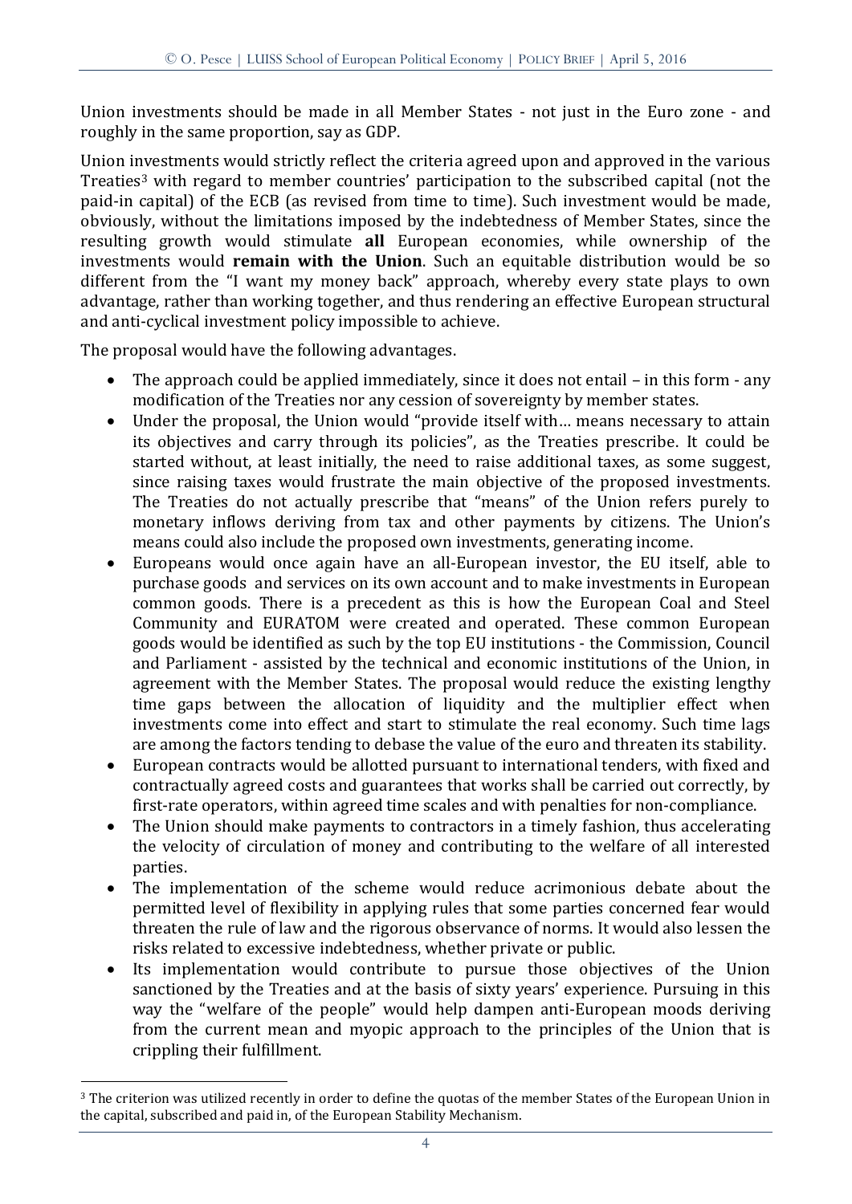Union investments should be made in all Member States - not just in the Euro zone - and roughly in the same proportion, say as GDP.

Union investments would strictly reflect the criteria agreed upon and approved in the various Treaties[3] with regard to member countries' participation to the subscribed capital (not the paid-in capital) of the ECB (as revised from time to time). Such investment would be made, obviously, without the limitations imposed by the indebtedness of Member States, since the resulting growth would stimulate **all** European economies, while ownership of the investments would **remain with the Union**. Such an equitable distribution would be so different from the "I want my money back" approach, whereby every state plays to own advantage, rather than working together, and thus rendering an effective European structural and anti-cyclical investment policy impossible to achieve.

The proposal would have the following advantages.

- The approach could be applied immediately, since it does not entail – in this form - any modification of the Treaties nor any cession of sovereignty by member states.
- Under the proposal, the Union would "provide itself with… means necessary to attain its objectives and carry through its policies", as the Treaties prescribe. It could be started without, at least initially, the need to raise additional taxes, as some suggest, since raising taxes would frustrate the main objective of the proposed investments. The Treaties do not actually prescribe that "means" of the Union refers purely to monetary inflows deriving from tax and other payments by citizens. The Union's means could also include the proposed own investments, generating income.
- Europeans would once again have an all-European investor, the EU itself, able to purchase goods and services on its own account and to make investments in European common goods. There is a precedent as this is how the European Coal and Steel Community and EURATOM were created and operated. These common European goods would be identified as such by the top EU institutions - the Commission, Council and Parliament - assisted by the technical and economic institutions of the Union, in agreement with the Member States. The proposal would reduce the existing lengthy time gaps between the allocation of liquidity and the multiplier effect when investments come into effect and start to stimulate the real economy. Such time lags are among the factors tending to debase the value of the euro and threaten its stability.
- European contracts would be allotted pursuant to international tenders, with fixed and contractually agreed costs and guarantees that works shall be carried out correctly, by first-rate operators, within agreed time scales and with penalties for non-compliance.
- The Union should make payments to contractors in a timely fashion, thus accelerating the velocity of circulation of money and contributing to the welfare of all interested parties.
- The implementation of the scheme would reduce acrimonious debate about the permitted level of flexibility in applying rules that some parties concerned fear would threaten the rule of law and the rigorous observance of norms. It would also lessen the risks related to excessive indebtedness, whether private or public.
- Its implementation would contribute to pursue those objectives of the Union sanctioned by the Treaties and at the basis of sixty years' experience. Pursuing in this way the "welfare of the people" would help dampen anti-European moods deriving from the current mean and myopic approach to the principles of the Union that is crippling their fulfillment.

[3] The criterion was utilized recently in order to define the quotas of the member States of the European Union in the capital, subscribed and paid in, of the European Stability Mechanism.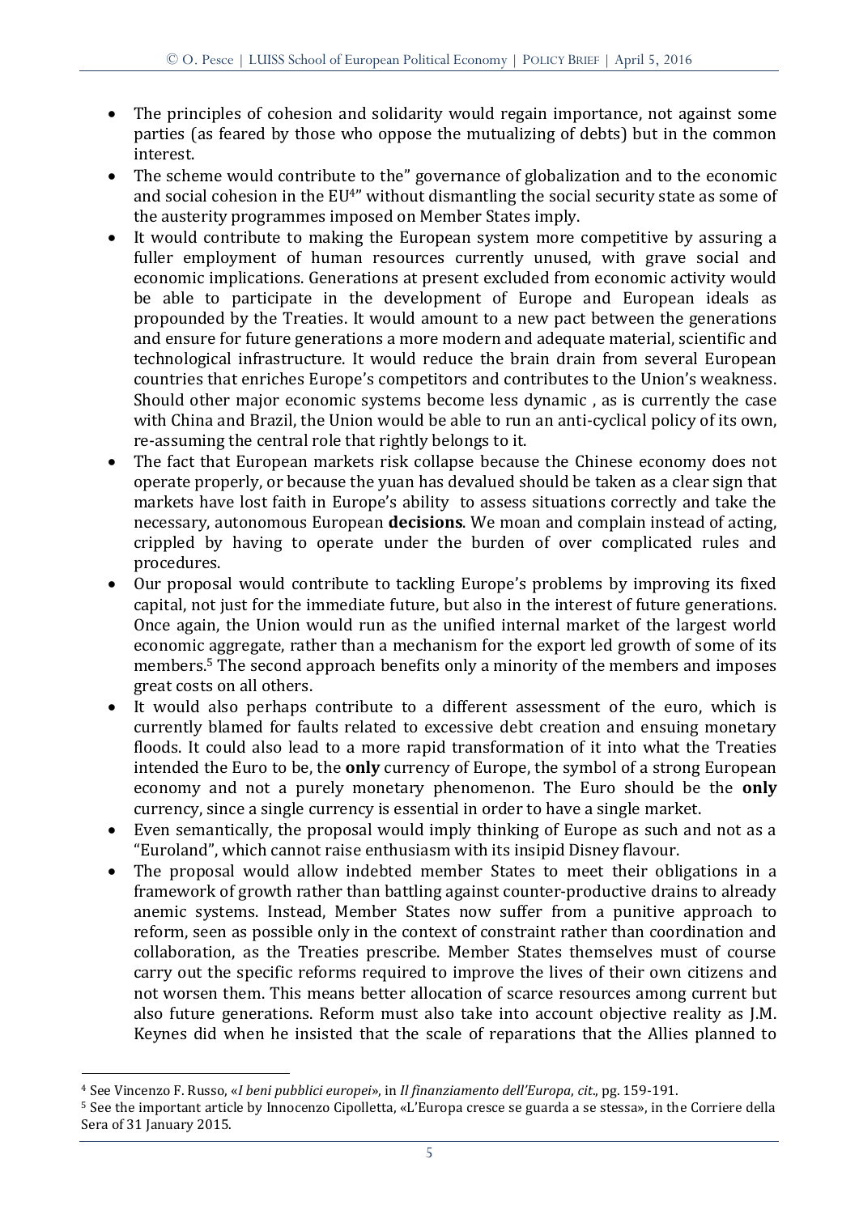- The principles of cohesion and solidarity would regain importance, not against some parties (as feared by those who oppose the mutualizing of debts) but in the common interest.
- The scheme would contribute to the" governance of globalization and to the economic and social cohesion in the EU[4]" without dismantling the social security state as some of the austerity programmes imposed on Member States imply.
- It would contribute to making the European system more competitive by assuring a fuller employment of human resources currently unused, with grave social and economic implications. Generations at present excluded from economic activity would be able to participate in the development of Europe and European ideals as propounded by the Treaties. It would amount to a new pact between the generations and ensure for future generations a more modern and adequate material, scientific and technological infrastructure. It would reduce the brain drain from several European countries that enriches Europe's competitors and contributes to the Union's weakness. Should other major economic systems become less dynamic , as is currently the case with China and Brazil, the Union would be able to run an anti-cyclical policy of its own, re-assuming the central role that rightly belongs to it.
- The fact that European markets risk collapse because the Chinese economy does not operate properly, or because the yuan has devalued should be taken as a clear sign that markets have lost faith in Europe's ability to assess situations correctly and take the necessary, autonomous European **decisions**. We moan and complain instead of acting, crippled by having to operate under the burden of over complicated rules and procedures.
- Our proposal would contribute to tackling Europe's problems by improving its fixed capital, not just for the immediate future, but also in the interest of future generations. Once again, the Union would run as the unified internal market of the largest world economic aggregate, rather than a mechanism for the export led growth of some of its members.[5] The second approach benefits only a minority of the members and imposes great costs on all others.
- It would also perhaps contribute to a different assessment of the euro, which is currently blamed for faults related to excessive debt creation and ensuing monetary floods. It could also lead to a more rapid transformation of it into what the Treaties intended the Euro to be, the **only** currency of Europe, the symbol of a strong European economy and not a purely monetary phenomenon. The Euro should be the **only** currency, since a single currency is essential in order to have a single market.
- Even semantically, the proposal would imply thinking of Europe as such and not as a "Euroland", which cannot raise enthusiasm with its insipid Disney flavour.
- The proposal would allow indebted member States to meet their obligations in a framework of growth rather than battling against counter-productive drains to already anemic systems. Instead, Member States now suffer from a punitive approach to reform, seen as possible only in the context of constraint rather than coordination and collaboration, as the Treaties prescribe. Member States themselves must of course carry out the specific reforms required to improve the lives of their own citizens and not worsen them. This means better allocation of scarce resources among current but also future generations. Reform must also take into account objective reality as J.M. Keynes did when he insisted that the scale of reparations that the Allies planned to

---

[4] See Vincenzo F. Russo, «*I beni pubblici europei*», in *Il finanziamento dell'Europa*, *cit*., pg. 159-191.

[5] See the important article by Innocenzo Cipolletta, «L'Europa cresce se guarda a se stessa», in the Corriere della Sera of 31 January 2015.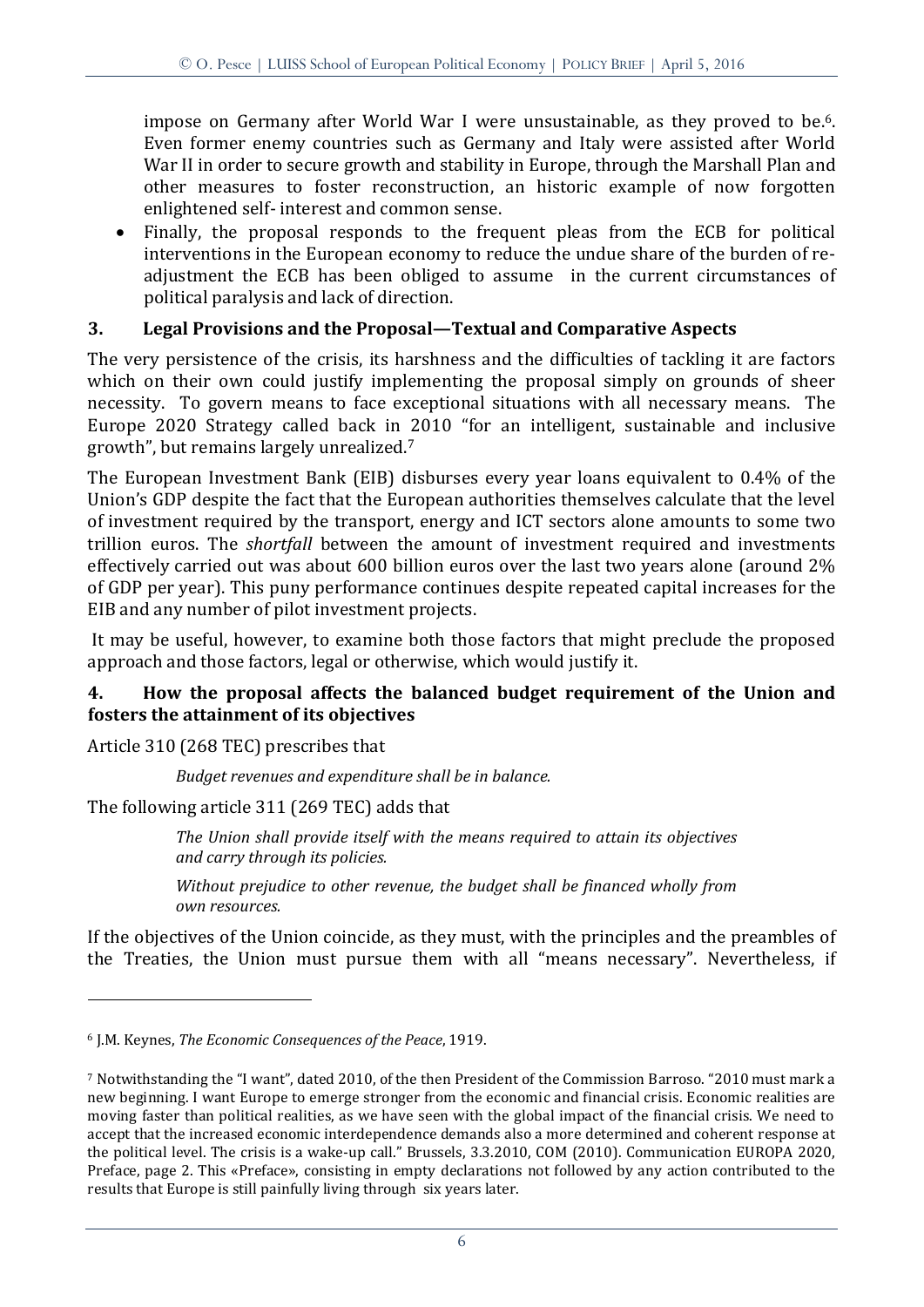impose on Germany after World War I were unsustainable, as they proved to be.[6]. Even former enemy countries such as Germany and Italy were assisted after World War II in order to secure growth and stability in Europe, through the Marshall Plan and other measures to foster reconstruction, an historic example of now forgotten enlightened self- interest and common sense.

- Finally, the proposal responds to the frequent pleas from the ECB for political interventions in the European economy to reduce the undue share of the burden of re-adjustment the ECB has been obliged to assume in the current circumstances of political paralysis and lack of direction.

## 3. Legal Provisions and the Proposal—Textual and Comparative Aspects

The very persistence of the crisis, its harshness and the difficulties of tackling it are factors which on their own could justify implementing the proposal simply on grounds of sheer necessity. To govern means to face exceptional situations with all necessary means. The Europe 2020 Strategy called back in 2010 "for an intelligent, sustainable and inclusive growth", but remains largely unrealized.[7]

The European Investment Bank (EIB) disburses every year loans equivalent to 0.4% of the Union's GDP despite the fact that the European authorities themselves calculate that the level of investment required by the transport, energy and ICT sectors alone amounts to some two trillion euros. The *shortfall* between the amount of investment required and investments effectively carried out was about 600 billion euros over the last two years alone (around 2% of GDP per year). This puny performance continues despite repeated capital increases for the EIB and any number of pilot investment projects.

It may be useful, however, to examine both those factors that might preclude the proposed approach and those factors, legal or otherwise, which would justify it.

## 4. How the proposal affects the balanced budget requirement of the Union and fosters the attainment of its objectives

Article 310 (268 TEC) prescribes that

> *Budget revenues and expenditure shall be in balance.*

The following article 311 (269 TEC) adds that

> *The Union shall provide itself with the means required to attain its objectives and carry through its policies.*
>
> *Without prejudice to other revenue, the budget shall be financed wholly from own resources.*

If the objectives of the Union coincide, as they must, with the principles and the preambles of the Treaties, the Union must pursue them with all "means necessary". Nevertheless, if

---

[6] J.M. Keynes, *The Economic Consequences of the Peace*, 1919.

[7] Notwithstanding the "I want", dated 2010, of the then President of the Commission Barroso. "2010 must mark a new beginning. I want Europe to emerge stronger from the economic and financial crisis. Economic realities are moving faster than political realities, as we have seen with the global impact of the financial crisis. We need to accept that the increased economic interdependence demands also a more determined and coherent response at the political level. The crisis is a wake-up call." Brussels, 3.3.2010, COM (2010). Communication EUROPA 2020, Preface, page 2. This «Preface», consisting in empty declarations not followed by any action contributed to the results that Europe is still painfully living through six years later.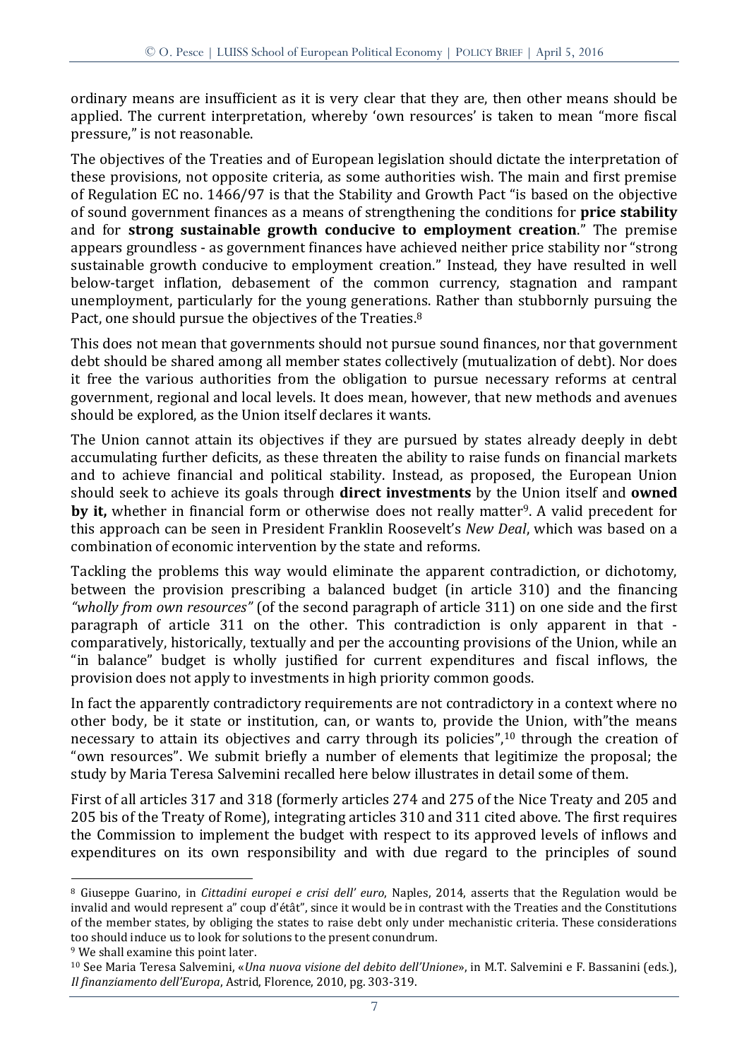ordinary means are insufficient as it is very clear that they are, then other means should be applied. The current interpretation, whereby 'own resources' is taken to mean "more fiscal pressure," is not reasonable.

The objectives of the Treaties and of European legislation should dictate the interpretation of these provisions, not opposite criteria, as some authorities wish. The main and first premise of Regulation EC no. 1466/97 is that the Stability and Growth Pact "is based on the objective of sound government finances as a means of strengthening the conditions for **price stability** and for **strong sustainable growth conducive to employment creation**." The premise appears groundless - as government finances have achieved neither price stability nor "strong sustainable growth conducive to employment creation." Instead, they have resulted in well below-target inflation, debasement of the common currency, stagnation and rampant unemployment, particularly for the young generations. Rather than stubbornly pursuing the Pact, one should pursue the objectives of the Treaties.[8]

This does not mean that governments should not pursue sound finances, nor that government debt should be shared among all member states collectively (mutualization of debt). Nor does it free the various authorities from the obligation to pursue necessary reforms at central government, regional and local levels. It does mean, however, that new methods and avenues should be explored, as the Union itself declares it wants.

The Union cannot attain its objectives if they are pursued by states already deeply in debt accumulating further deficits, as these threaten the ability to raise funds on financial markets and to achieve financial and political stability. Instead, as proposed, the European Union should seek to achieve its goals through **direct investments** by the Union itself and **owned by it,** whether in financial form or otherwise does not really matter[9]. A valid precedent for this approach can be seen in President Franklin Roosevelt's *New Deal*, which was based on a combination of economic intervention by the state and reforms.

Tackling the problems this way would eliminate the apparent contradiction, or dichotomy, between the provision prescribing a balanced budget (in article 310) and the financing *"wholly from own resources"* (of the second paragraph of article 311) on one side and the first paragraph of article 311 on the other. This contradiction is only apparent in that - comparatively, historically, textually and per the accounting provisions of the Union, while an "in balance" budget is wholly justified for current expenditures and fiscal inflows, the provision does not apply to investments in high priority common goods.

In fact the apparently contradictory requirements are not contradictory in a context where no other body, be it state or institution, can, or wants to, provide the Union, with"the means necessary to attain its objectives and carry through its policies",[10] through the creation of "own resources". We submit briefly a number of elements that legitimize the proposal; the study by Maria Teresa Salvemini recalled here below illustrates in detail some of them.

First of all articles 317 and 318 (formerly articles 274 and 275 of the Nice Treaty and 205 and 205 bis of the Treaty of Rome), integrating articles 310 and 311 cited above. The first requires the Commission to implement the budget with respect to its approved levels of inflows and expenditures on its own responsibility and with due regard to the principles of sound

---

[8] Giuseppe Guarino, in *Cittadini europei e crisi dell' euro*, Naples, 2014, asserts that the Regulation would be invalid and would represent a" coup d'étât", since it would be in contrast with the Treaties and the Constitutions of the member states, by obliging the states to raise debt only under mechanistic criteria. These considerations too should induce us to look for solutions to the present conundrum.

[9] We shall examine this point later.

[10] See Maria Teresa Salvemini, «*Una nuova visione del debito dell'Unione*», in M.T. Salvemini e F. Bassanini (eds.), *Il finanziamento dell'Europa*, Astrid, Florence, 2010, pg. 303-319.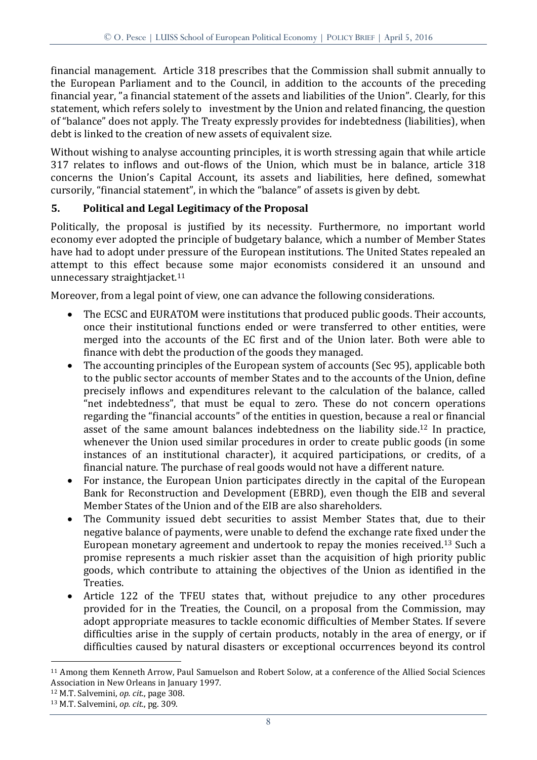financial management. Article 318 prescribes that the Commission shall submit annually to the European Parliament and to the Council, in addition to the accounts of the preceding financial year, "a financial statement of the assets and liabilities of the Union". Clearly, for this statement, which refers solely to investment by the Union and related financing, the question of "balance" does not apply. The Treaty expressly provides for indebtedness (liabilities), when debt is linked to the creation of new assets of equivalent size.

Without wishing to analyse accounting principles, it is worth stressing again that while article 317 relates to inflows and out-flows of the Union, which must be in balance, article 318 concerns the Union's Capital Account, its assets and liabilities, here defined, somewhat cursorily, "financial statement", in which the "balance" of assets is given by debt.

## 5. Political and Legal Legitimacy of the Proposal

Politically, the proposal is justified by its necessity. Furthermore, no important world economy ever adopted the principle of budgetary balance, which a number of Member States have had to adopt under pressure of the European institutions. The United States repealed an attempt to this effect because some major economists considered it an unsound and unnecessary straightjacket.[11]

Moreover, from a legal point of view, one can advance the following considerations.

- The ECSC and EURATOM were institutions that produced public goods. Their accounts, once their institutional functions ended or were transferred to other entities, were merged into the accounts of the EC first and of the Union later. Both were able to finance with debt the production of the goods they managed.
- The accounting principles of the European system of accounts (Sec 95), applicable both to the public sector accounts of member States and to the accounts of the Union, define precisely inflows and expenditures relevant to the calculation of the balance, called "net indebtedness", that must be equal to zero. These do not concern operations regarding the "financial accounts" of the entities in question, because a real or financial asset of the same amount balances indebtedness on the liability side.[12] In practice, whenever the Union used similar procedures in order to create public goods (in some instances of an institutional character), it acquired participations, or credits, of a financial nature. The purchase of real goods would not have a different nature.
- For instance, the European Union participates directly in the capital of the European Bank for Reconstruction and Development (EBRD), even though the EIB and several Member States of the Union and of the EIB are also shareholders.
- The Community issued debt securities to assist Member States that, due to their negative balance of payments, were unable to defend the exchange rate fixed under the European monetary agreement and undertook to repay the monies received.[13] Such a promise represents a much riskier asset than the acquisition of high priority public goods, which contribute to attaining the objectives of the Union as identified in the Treaties.
- Article 122 of the TFEU states that, without prejudice to any other procedures provided for in the Treaties, the Council, on a proposal from the Commission, may adopt appropriate measures to tackle economic difficulties of Member States. If severe difficulties arise in the supply of certain products, notably in the area of energy, or if difficulties caused by natural disasters or exceptional occurrences beyond its control

---

[11] Among them Kenneth Arrow, Paul Samuelson and Robert Solow, at a conference of the Allied Social Sciences Association in New Orleans in January 1997.

[12] M.T. Salvemini, *op. cit.*, page 308.

[13] M.T. Salvemini, *op. cit.*, pg. 309.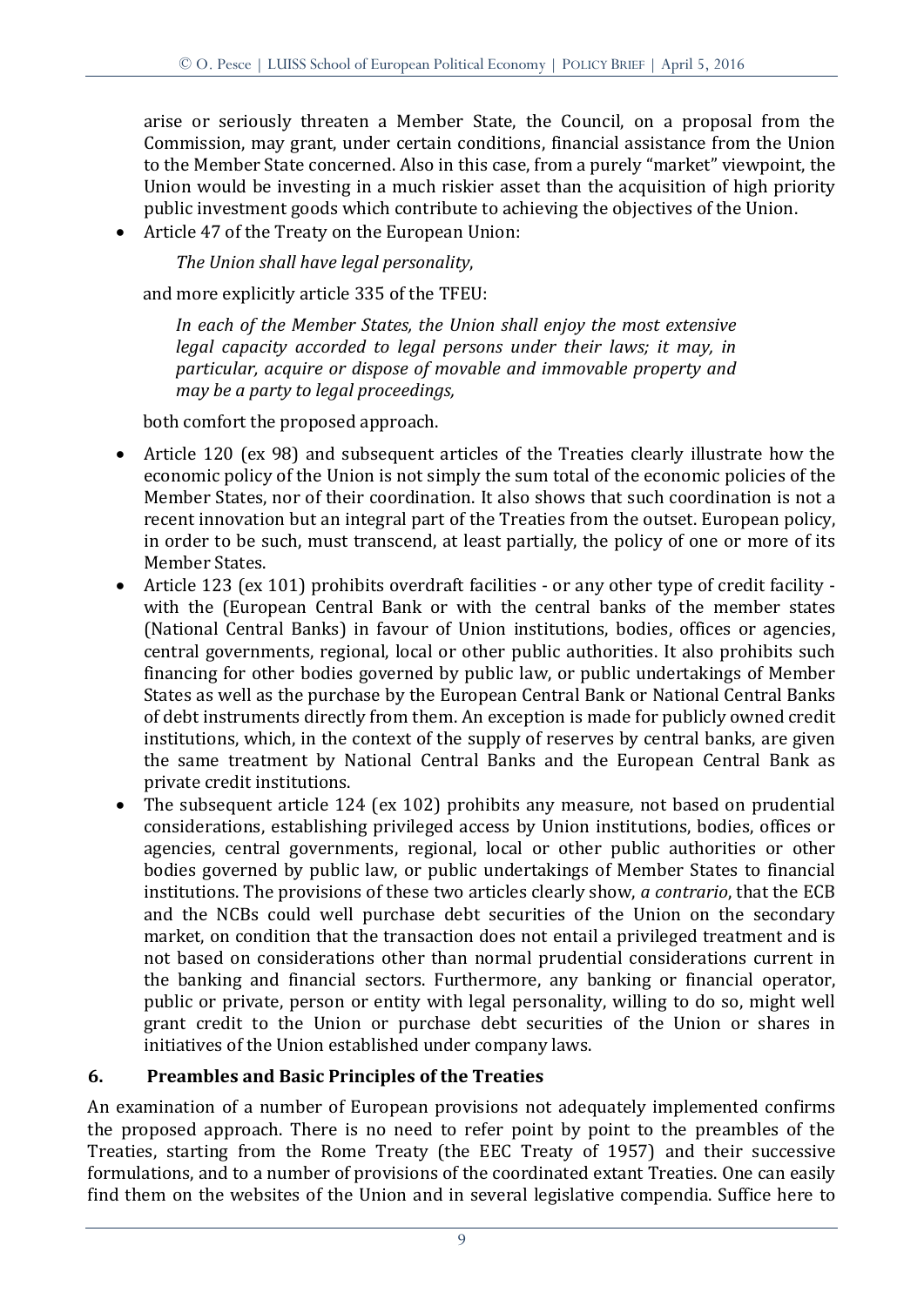arise or seriously threaten a Member State, the Council, on a proposal from the Commission, may grant, under certain conditions, financial assistance from the Union to the Member State concerned. Also in this case, from a purely "market" viewpoint, the Union would be investing in a much riskier asset than the acquisition of high priority public investment goods which contribute to achieving the objectives of the Union.

- Article 47 of the Treaty on the European Union:

  *The Union shall have legal personality*,

  and more explicitly article 335 of the TFEU:

  *In each of the Member States, the Union shall enjoy the most extensive legal capacity accorded to legal persons under their laws; it may, in particular, acquire or dispose of movable and immovable property and may be a party to legal proceedings,*

  both comfort the proposed approach.

- Article 120 (ex 98) and subsequent articles of the Treaties clearly illustrate how the economic policy of the Union is not simply the sum total of the economic policies of the Member States, nor of their coordination. It also shows that such coordination is not a recent innovation but an integral part of the Treaties from the outset. European policy, in order to be such, must transcend, at least partially, the policy of one or more of its Member States.
- Article 123 (ex 101) prohibits overdraft facilities - or any other type of credit facility - with the (European Central Bank or with the central banks of the member states (National Central Banks) in favour of Union institutions, bodies, offices or agencies, central governments, regional, local or other public authorities. It also prohibits such financing for other bodies governed by public law, or public undertakings of Member States as well as the purchase by the European Central Bank or National Central Banks of debt instruments directly from them. An exception is made for publicly owned credit institutions, which, in the context of the supply of reserves by central banks, are given the same treatment by National Central Banks and the European Central Bank as private credit institutions.
- The subsequent article 124 (ex 102) prohibits any measure, not based on prudential considerations, establishing privileged access by Union institutions, bodies, offices or agencies, central governments, regional, local or other public authorities or other bodies governed by public law, or public undertakings of Member States to financial institutions. The provisions of these two articles clearly show, *a contrario*, that the ECB and the NCBs could well purchase debt securities of the Union on the secondary market, on condition that the transaction does not entail a privileged treatment and is not based on considerations other than normal prudential considerations current in the banking and financial sectors. Furthermore, any banking or financial operator, public or private, person or entity with legal personality, willing to do so, might well grant credit to the Union or purchase debt securities of the Union or shares in initiatives of the Union established under company laws.

## 6. Preambles and Basic Principles of the Treaties

An examination of a number of European provisions not adequately implemented confirms the proposed approach. There is no need to refer point by point to the preambles of the Treaties, starting from the Rome Treaty (the EEC Treaty of 1957) and their successive formulations, and to a number of provisions of the coordinated extant Treaties. One can easily find them on the websites of the Union and in several legislative compendia. Suffice here to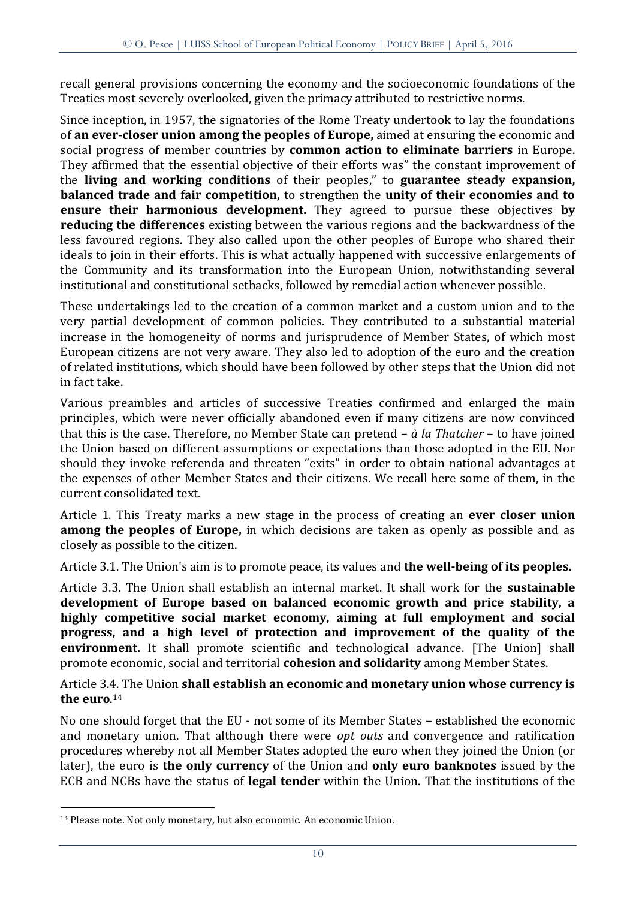recall general provisions concerning the economy and the socioeconomic foundations of the Treaties most severely overlooked, given the primacy attributed to restrictive norms.

Since inception, in 1957, the signatories of the Rome Treaty undertook to lay the foundations of **an ever-closer union among the peoples of Europe,** aimed at ensuring the economic and social progress of member countries by **common action to eliminate barriers** in Europe. They affirmed that the essential objective of their efforts was" the constant improvement of the **living and working conditions** of their peoples," to **guarantee steady expansion, balanced trade and fair competition,** to strengthen the **unity of their economies and to ensure their harmonious development.** They agreed to pursue these objectives **by reducing the differences** existing between the various regions and the backwardness of the less favoured regions. They also called upon the other peoples of Europe who shared their ideals to join in their efforts. This is what actually happened with successive enlargements of the Community and its transformation into the European Union, notwithstanding several institutional and constitutional setbacks, followed by remedial action whenever possible.

These undertakings led to the creation of a common market and a custom union and to the very partial development of common policies. They contributed to a substantial material increase in the homogeneity of norms and jurisprudence of Member States, of which most European citizens are not very aware. They also led to adoption of the euro and the creation of related institutions, which should have been followed by other steps that the Union did not in fact take.

Various preambles and articles of successive Treaties confirmed and enlarged the main principles, which were never officially abandoned even if many citizens are now convinced that this is the case. Therefore, no Member State can pretend – *à la Thatcher* – to have joined the Union based on different assumptions or expectations than those adopted in the EU. Nor should they invoke referenda and threaten "exits" in order to obtain national advantages at the expenses of other Member States and their citizens. We recall here some of them, in the current consolidated text.

Article 1. This Treaty marks a new stage in the process of creating an **ever closer union among the peoples of Europe,** in which decisions are taken as openly as possible and as closely as possible to the citizen.

Article 3.1. The Union's aim is to promote peace, its values and **the well-being of its peoples.**

Article 3.3. The Union shall establish an internal market. It shall work for the **sustainable development of Europe based on balanced economic growth and price stability, a highly competitive social market economy, aiming at full employment and social progress, and a high level of protection and improvement of the quality of the environment.** It shall promote scientific and technological advance. [The Union] shall promote economic, social and territorial **cohesion and solidarity** among Member States.

Article 3.4. The Union **shall establish an economic and monetary union whose currency is the euro**.[14]

No one should forget that the EU - not some of its Member States – established the economic and monetary union. That although there were *opt outs* and convergence and ratification procedures whereby not all Member States adopted the euro when they joined the Union (or later), the euro is **the only currency** of the Union and **only euro banknotes** issued by the ECB and NCBs have the status of **legal tender** within the Union. That the institutions of the

[14] Please note. Not only monetary, but also economic. An economic Union.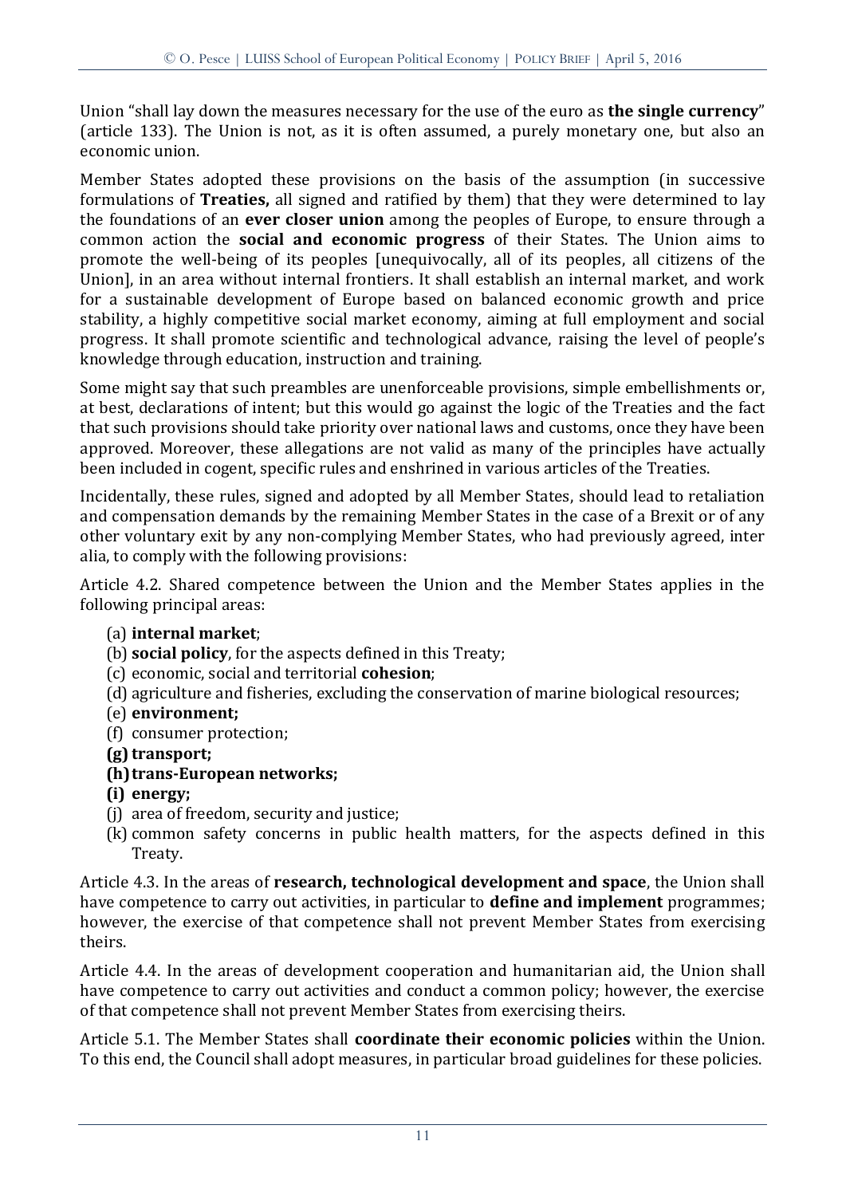Union "shall lay down the measures necessary for the use of the euro as **the single currency**" (article 133). The Union is not, as it is often assumed, a purely monetary one, but also an economic union.

Member States adopted these provisions on the basis of the assumption (in successive formulations of **Treaties,** all signed and ratified by them) that they were determined to lay the foundations of an **ever closer union** among the peoples of Europe, to ensure through a common action the **social and economic progress** of their States. The Union aims to promote the well-being of its peoples [unequivocally, all of its peoples, all citizens of the Union], in an area without internal frontiers. It shall establish an internal market, and work for a sustainable development of Europe based on balanced economic growth and price stability, a highly competitive social market economy, aiming at full employment and social progress. It shall promote scientific and technological advance, raising the level of people's knowledge through education, instruction and training.

Some might say that such preambles are unenforceable provisions, simple embellishments or, at best, declarations of intent; but this would go against the logic of the Treaties and the fact that such provisions should take priority over national laws and customs, once they have been approved. Moreover, these allegations are not valid as many of the principles have actually been included in cogent, specific rules and enshrined in various articles of the Treaties.

Incidentally, these rules, signed and adopted by all Member States, should lead to retaliation and compensation demands by the remaining Member States in the case of a Brexit or of any other voluntary exit by any non-complying Member States, who had previously agreed, inter alia, to comply with the following provisions:

Article 4.2. Shared competence between the Union and the Member States applies in the following principal areas:

(a) **internal market**;
(b) **social policy**, for the aspects defined in this Treaty;
(c) economic, social and territorial **cohesion**;
(d) agriculture and fisheries, excluding the conservation of marine biological resources;
(e) **environment;**
(f) consumer protection;
**(g) transport;**
**(h) trans-European networks;**
**(i) energy;**
(j) area of freedom, security and justice;
(k) common safety concerns in public health matters, for the aspects defined in this Treaty.

Article 4.3. In the areas of **research, technological development and space**, the Union shall have competence to carry out activities, in particular to **define and implement** programmes; however, the exercise of that competence shall not prevent Member States from exercising theirs.

Article 4.4. In the areas of development cooperation and humanitarian aid, the Union shall have competence to carry out activities and conduct a common policy; however, the exercise of that competence shall not prevent Member States from exercising theirs.

Article 5.1. The Member States shall **coordinate their economic policies** within the Union. To this end, the Council shall adopt measures, in particular broad guidelines for these policies.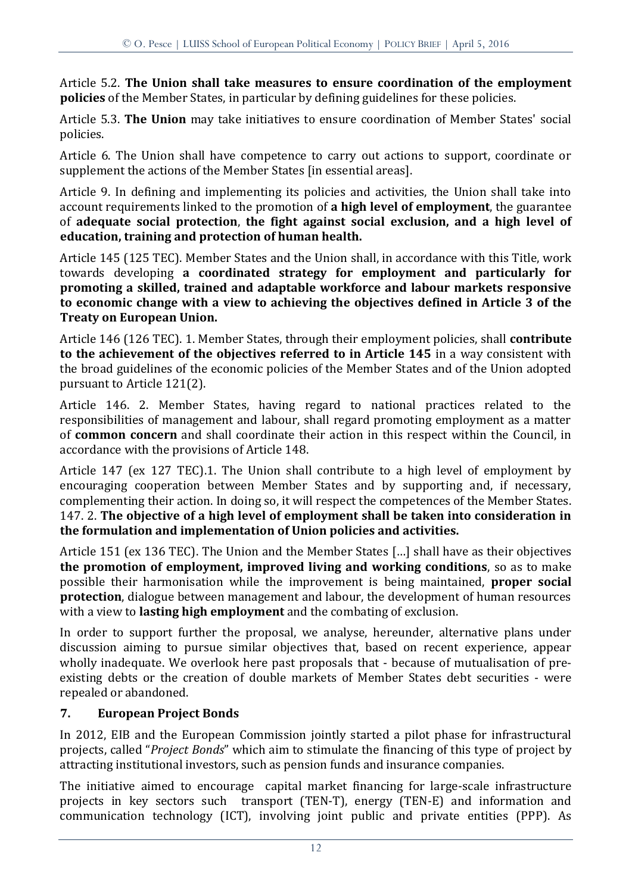Article 5.2. **The Union shall take measures to ensure coordination of the employment policies** of the Member States, in particular by defining guidelines for these policies.

Article 5.3. **The Union** may take initiatives to ensure coordination of Member States' social policies.

Article 6. The Union shall have competence to carry out actions to support, coordinate or supplement the actions of the Member States [in essential areas].

Article 9. In defining and implementing its policies and activities, the Union shall take into account requirements linked to the promotion of **a high level of employment**, the guarantee of **adequate social protection**, **the fight against social exclusion, and a high level of education, training and protection of human health.**

Article 145 (125 TEC). Member States and the Union shall, in accordance with this Title, work towards developing **a coordinated strategy for employment and particularly for promoting a skilled, trained and adaptable workforce and labour markets responsive to economic change with a view to achieving the objectives defined in Article 3 of the Treaty on European Union.**

Article 146 (126 TEC). 1. Member States, through their employment policies, shall **contribute to the achievement of the objectives referred to in Article 145** in a way consistent with the broad guidelines of the economic policies of the Member States and of the Union adopted pursuant to Article 121(2).

Article 146. 2. Member States, having regard to national practices related to the responsibilities of management and labour, shall regard promoting employment as a matter of **common concern** and shall coordinate their action in this respect within the Council, in accordance with the provisions of Article 148.

Article 147 (ex 127 TEC).1. The Union shall contribute to a high level of employment by encouraging cooperation between Member States and by supporting and, if necessary, complementing their action. In doing so, it will respect the competences of the Member States. 147. 2. **The objective of a high level of employment shall be taken into consideration in the formulation and implementation of Union policies and activities.**

Article 151 (ex 136 TEC). The Union and the Member States [...] shall have as their objectives **the promotion of employment, improved living and working conditions**, so as to make possible their harmonisation while the improvement is being maintained, **proper social protection**, dialogue between management and labour, the development of human resources with a view to **lasting high employment** and the combating of exclusion.

In order to support further the proposal, we analyse, hereunder, alternative plans under discussion aiming to pursue similar objectives that, based on recent experience, appear wholly inadequate. We overlook here past proposals that - because of mutualisation of pre-existing debts or the creation of double markets of Member States debt securities - were repealed or abandoned.

## 7. European Project Bonds

In 2012, EIB and the European Commission jointly started a pilot phase for infrastructural projects, called "*Project Bonds*" which aim to stimulate the financing of this type of project by attracting institutional investors, such as pension funds and insurance companies.

The initiative aimed to encourage capital market financing for large-scale infrastructure projects in key sectors such transport (TEN-T), energy (TEN-E) and information and communication technology (ICT), involving joint public and private entities (PPP). As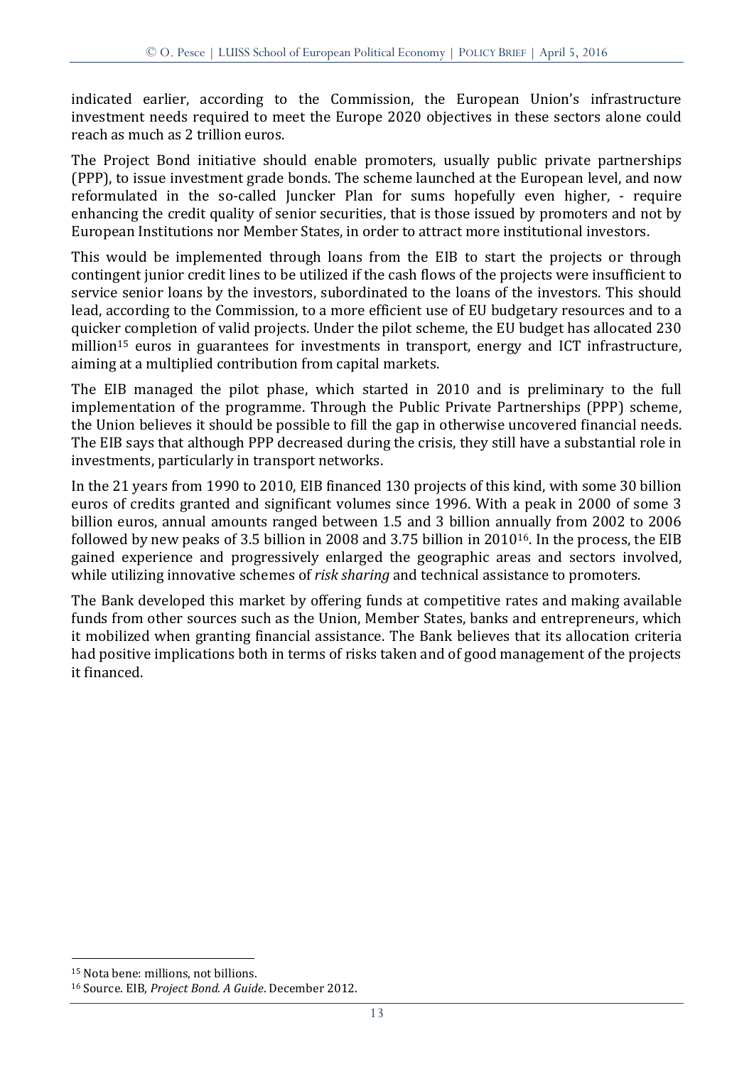indicated earlier, according to the Commission, the European Union's infrastructure investment needs required to meet the Europe 2020 objectives in these sectors alone could reach as much as 2 trillion euros.

The Project Bond initiative should enable promoters, usually public private partnerships (PPP), to issue investment grade bonds. The scheme launched at the European level, and now reformulated in the so-called Juncker Plan for sums hopefully even higher, - require enhancing the credit quality of senior securities, that is those issued by promoters and not by European Institutions nor Member States, in order to attract more institutional investors.

This would be implemented through loans from the EIB to start the projects or through contingent junior credit lines to be utilized if the cash flows of the projects were insufficient to service senior loans by the investors, subordinated to the loans of the investors. This should lead, according to the Commission, to a more efficient use of EU budgetary resources and to a quicker completion of valid projects. Under the pilot scheme, the EU budget has allocated 230 million[15] euros in guarantees for investments in transport, energy and ICT infrastructure, aiming at a multiplied contribution from capital markets.

The EIB managed the pilot phase, which started in 2010 and is preliminary to the full implementation of the programme. Through the Public Private Partnerships (PPP) scheme, the Union believes it should be possible to fill the gap in otherwise uncovered financial needs. The EIB says that although PPP decreased during the crisis, they still have a substantial role in investments, particularly in transport networks.

In the 21 years from 1990 to 2010, EIB financed 130 projects of this kind, with some 30 billion euros of credits granted and significant volumes since 1996. With a peak in 2000 of some 3 billion euros, annual amounts ranged between 1.5 and 3 billion annually from 2002 to 2006 followed by new peaks of 3.5 billion in 2008 and 3.75 billion in 2010[16]. In the process, the EIB gained experience and progressively enlarged the geographic areas and sectors involved, while utilizing innovative schemes of *risk sharing* and technical assistance to promoters.

The Bank developed this market by offering funds at competitive rates and making available funds from other sources such as the Union, Member States, banks and entrepreneurs, which it mobilized when granting financial assistance. The Bank believes that its allocation criteria had positive implications both in terms of risks taken and of good management of the projects it financed.

---

[15] Nota bene: millions, not billions.

[16] Source. EIB, *Project Bond. A Guide*. December 2012.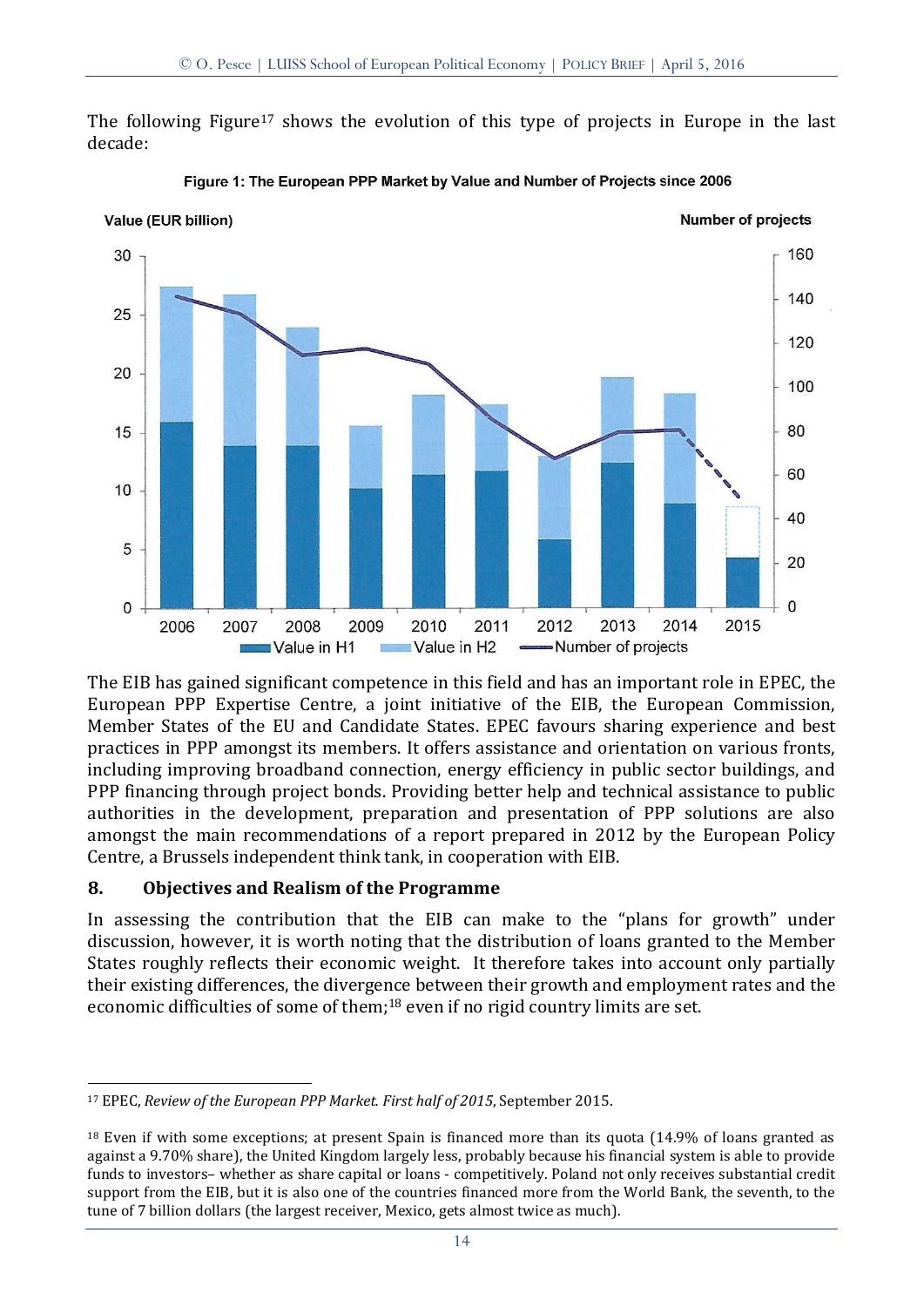The following Figure[17] shows the evolution of this type of projects in Europe in the last decade:

**Figure 1: The European PPP Market by Value and Number of Projects since 2006**

The EIB has gained significant competence in this field and has an important role in EPEC, the European PPP Expertise Centre, a joint initiative of the EIB, the European Commission, Member States of the EU and Candidate States. EPEC favours sharing experience and best practices in PPP amongst its members. It offers assistance and orientation on various fronts, including improving broadband connection, energy efficiency in public sector buildings, and PPP financing through project bonds. Providing better help and technical assistance to public authorities in the development, preparation and presentation of PPP solutions are also amongst the main recommendations of a report prepared in 2012 by the European Policy Centre, a Brussels independent think tank, in cooperation with EIB.

## 8. Objectives and Realism of the Programme

In assessing the contribution that the EIB can make to the "plans for growth" under discussion, however, it is worth noting that the distribution of loans granted to the Member States roughly reflects their economic weight. It therefore takes into account only partially their existing differences, the divergence between their growth and employment rates and the economic difficulties of some of them;[18] even if no rigid country limits are set.

---

[17] EPEC, *Review of the European PPP Market. First half of 2015*, September 2015.

[18] Even if with some exceptions; at present Spain is financed more than its quota (14.9% of loans granted as against a 9.70% share), the United Kingdom largely less, probably because his financial system is able to provide funds to investors– whether as share capital or loans - competitively. Poland not only receives substantial credit support from the EIB, but it is also one of the countries financed more from the World Bank, the seventh, to the tune of 7 billion dollars (the largest receiver, Mexico, gets almost twice as much).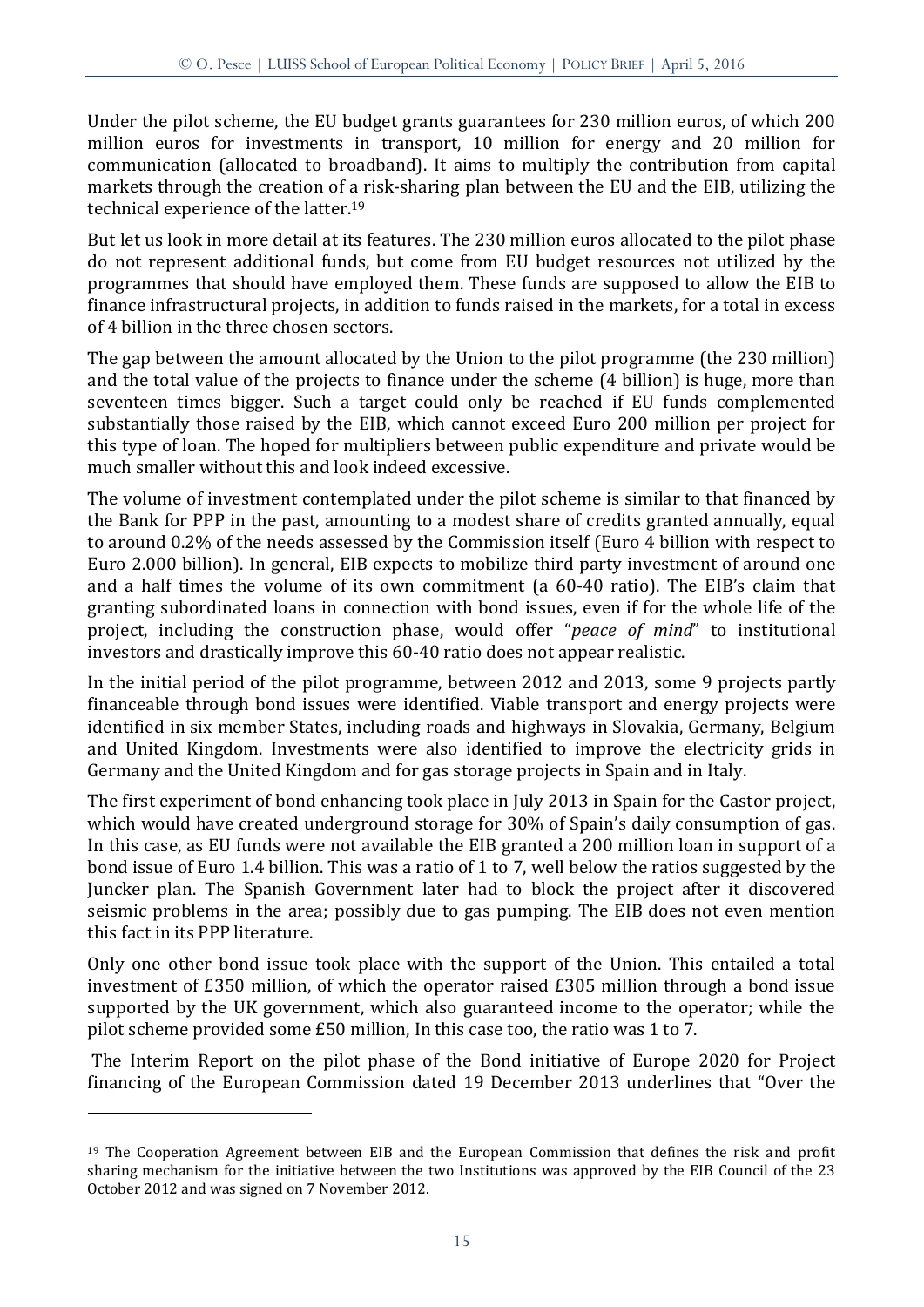Under the pilot scheme, the EU budget grants guarantees for 230 million euros, of which 200 million euros for investments in transport, 10 million for energy and 20 million for communication (allocated to broadband). It aims to multiply the contribution from capital markets through the creation of a risk-sharing plan between the EU and the EIB, utilizing the technical experience of the latter.[19]

But let us look in more detail at its features. The 230 million euros allocated to the pilot phase do not represent additional funds, but come from EU budget resources not utilized by the programmes that should have employed them. These funds are supposed to allow the EIB to finance infrastructural projects, in addition to funds raised in the markets, for a total in excess of 4 billion in the three chosen sectors.

The gap between the amount allocated by the Union to the pilot programme (the 230 million) and the total value of the projects to finance under the scheme (4 billion) is huge, more than seventeen times bigger. Such a target could only be reached if EU funds complemented substantially those raised by the EIB, which cannot exceed Euro 200 million per project for this type of loan. The hoped for multipliers between public expenditure and private would be much smaller without this and look indeed excessive.

The volume of investment contemplated under the pilot scheme is similar to that financed by the Bank for PPP in the past, amounting to a modest share of credits granted annually, equal to around 0.2% of the needs assessed by the Commission itself (Euro 4 billion with respect to Euro 2.000 billion). In general, EIB expects to mobilize third party investment of around one and a half times the volume of its own commitment (a 60-40 ratio). The EIB's claim that granting subordinated loans in connection with bond issues, even if for the whole life of the project, including the construction phase, would offer "*peace of mind*" to institutional investors and drastically improve this 60-40 ratio does not appear realistic.

In the initial period of the pilot programme, between 2012 and 2013, some 9 projects partly financeable through bond issues were identified. Viable transport and energy projects were identified in six member States, including roads and highways in Slovakia, Germany, Belgium and United Kingdom. Investments were also identified to improve the electricity grids in Germany and the United Kingdom and for gas storage projects in Spain and in Italy.

The first experiment of bond enhancing took place in July 2013 in Spain for the Castor project, which would have created underground storage for 30% of Spain's daily consumption of gas. In this case, as EU funds were not available the EIB granted a 200 million loan in support of a bond issue of Euro 1.4 billion. This was a ratio of 1 to 7, well below the ratios suggested by the Juncker plan. The Spanish Government later had to block the project after it discovered seismic problems in the area; possibly due to gas pumping. The EIB does not even mention this fact in its PPP literature.

Only one other bond issue took place with the support of the Union. This entailed a total investment of £350 million, of which the operator raised £305 million through a bond issue supported by the UK government, which also guaranteed income to the operator; while the pilot scheme provided some £50 million, In this case too, the ratio was 1 to 7.

The Interim Report on the pilot phase of the Bond initiative of Europe 2020 for Project financing of the European Commission dated 19 December 2013 underlines that "Over the

---

[19] The Cooperation Agreement between EIB and the European Commission that defines the risk and profit sharing mechanism for the initiative between the two Institutions was approved by the EIB Council of the 23 October 2012 and was signed on 7 November 2012.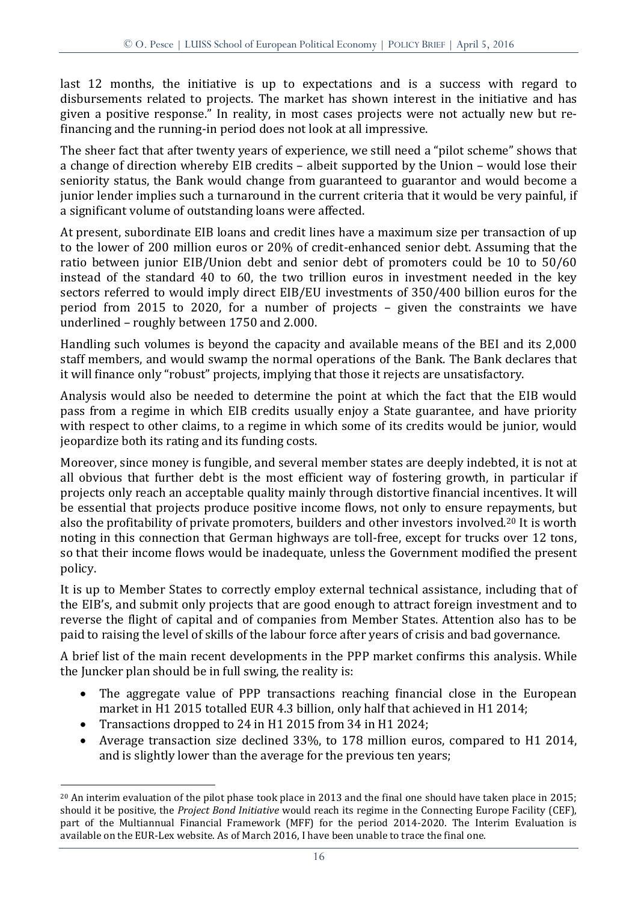last 12 months, the initiative is up to expectations and is a success with regard to disbursements related to projects. The market has shown interest in the initiative and has given a positive response." In reality, in most cases projects were not actually new but re-financing and the running-in period does not look at all impressive.

The sheer fact that after twenty years of experience, we still need a "pilot scheme" shows that a change of direction whereby EIB credits – albeit supported by the Union – would lose their seniority status, the Bank would change from guaranteed to guarantor and would become a junior lender implies such a turnaround in the current criteria that it would be very painful, if a significant volume of outstanding loans were affected.

At present, subordinate EIB loans and credit lines have a maximum size per transaction of up to the lower of 200 million euros or 20% of credit-enhanced senior debt. Assuming that the ratio between junior EIB/Union debt and senior debt of promoters could be 10 to 50/60 instead of the standard 40 to 60, the two trillion euros in investment needed in the key sectors referred to would imply direct EIB/EU investments of 350/400 billion euros for the period from 2015 to 2020, for a number of projects – given the constraints we have underlined – roughly between 1750 and 2.000.

Handling such volumes is beyond the capacity and available means of the BEI and its 2,000 staff members, and would swamp the normal operations of the Bank. The Bank declares that it will finance only "robust" projects, implying that those it rejects are unsatisfactory.

Analysis would also be needed to determine the point at which the fact that the EIB would pass from a regime in which EIB credits usually enjoy a State guarantee, and have priority with respect to other claims, to a regime in which some of its credits would be junior, would jeopardize both its rating and its funding costs.

Moreover, since money is fungible, and several member states are deeply indebted, it is not at all obvious that further debt is the most efficient way of fostering growth, in particular if projects only reach an acceptable quality mainly through distortive financial incentives. It will be essential that projects produce positive income flows, not only to ensure repayments, but also the profitability of private promoters, builders and other investors involved.[20] It is worth noting in this connection that German highways are toll-free, except for trucks over 12 tons, so that their income flows would be inadequate, unless the Government modified the present policy.

It is up to Member States to correctly employ external technical assistance, including that of the EIB's, and submit only projects that are good enough to attract foreign investment and to reverse the flight of capital and of companies from Member States. Attention also has to be paid to raising the level of skills of the labour force after years of crisis and bad governance.

A brief list of the main recent developments in the PPP market confirms this analysis. While the Juncker plan should be in full swing, the reality is:

- The aggregate value of PPP transactions reaching financial close in the European market in H1 2015 totalled EUR 4.3 billion, only half that achieved in H1 2014;
- Transactions dropped to 24 in H1 2015 from 34 in H1 2024;
- Average transaction size declined 33%, to 178 million euros, compared to H1 2014, and is slightly lower than the average for the previous ten years;

[20] An interim evaluation of the pilot phase took place in 2013 and the final one should have taken place in 2015; should it be positive, the *Project Bond Initiative* would reach its regime in the Connecting Europe Facility (CEF), part of the Multiannual Financial Framework (MFF) for the period 2014-2020. The Interim Evaluation is available on the EUR-Lex website. As of March 2016, I have been unable to trace the final one.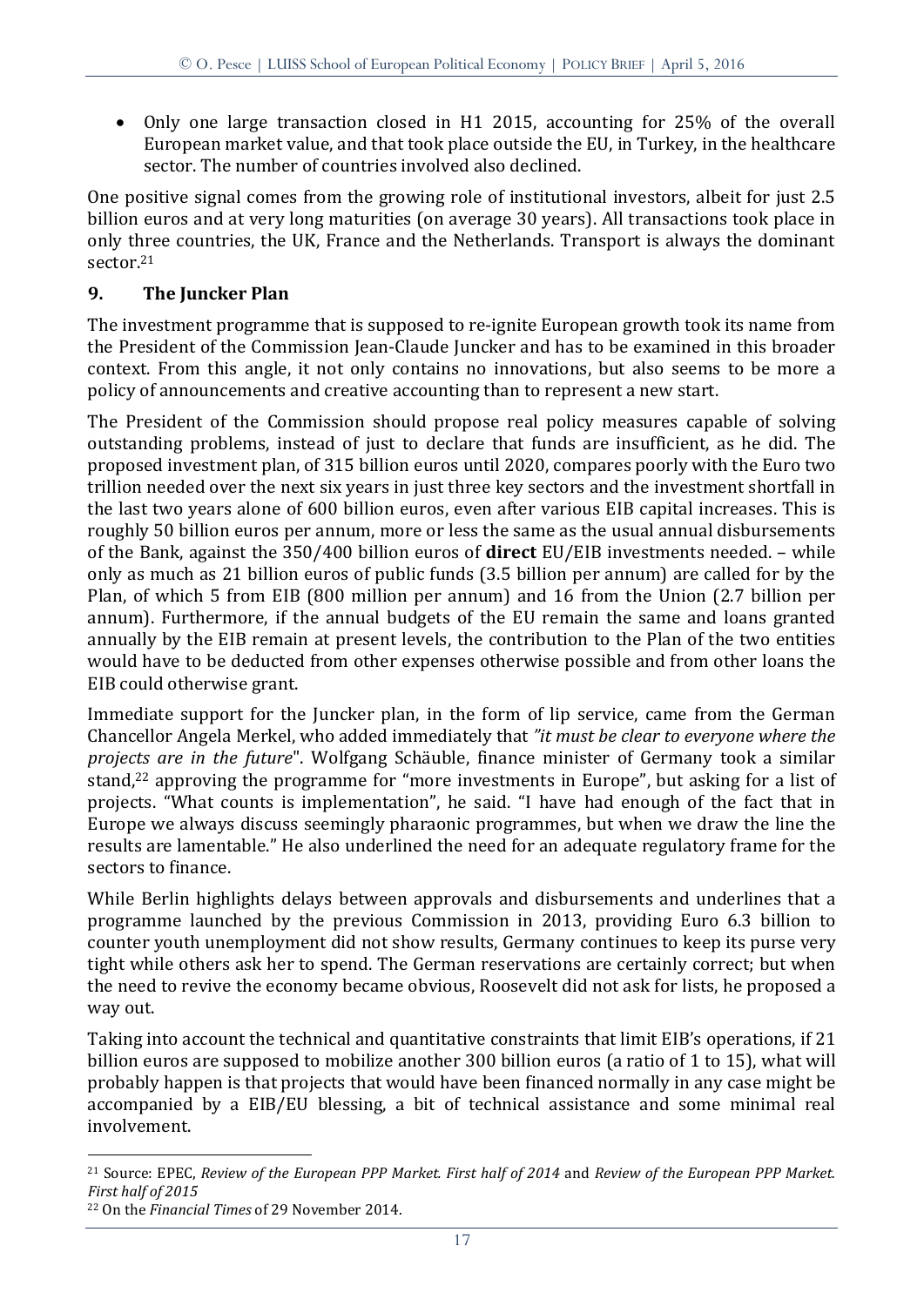- Only one large transaction closed in H1 2015, accounting for 25% of the overall European market value, and that took place outside the EU, in Turkey, in the healthcare sector. The number of countries involved also declined.

One positive signal comes from the growing role of institutional investors, albeit for just 2.5 billion euros and at very long maturities (on average 30 years). All transactions took place in only three countries, the UK, France and the Netherlands. Transport is always the dominant sector.[21]

## 9. The Juncker Plan

The investment programme that is supposed to re-ignite European growth took its name from the President of the Commission Jean-Claude Juncker and has to be examined in this broader context. From this angle, it not only contains no innovations, but also seems to be more a policy of announcements and creative accounting than to represent a new start.

The President of the Commission should propose real policy measures capable of solving outstanding problems, instead of just to declare that funds are insufficient, as he did. The proposed investment plan, of 315 billion euros until 2020, compares poorly with the Euro two trillion needed over the next six years in just three key sectors and the investment shortfall in the last two years alone of 600 billion euros, even after various EIB capital increases. This is roughly 50 billion euros per annum, more or less the same as the usual annual disbursements of the Bank, against the 350/400 billion euros of **direct** EU/EIB investments needed. – while only as much as 21 billion euros of public funds (3.5 billion per annum) are called for by the Plan, of which 5 from EIB (800 million per annum) and 16 from the Union (2.7 billion per annum). Furthermore, if the annual budgets of the EU remain the same and loans granted annually by the EIB remain at present levels, the contribution to the Plan of the two entities would have to be deducted from other expenses otherwise possible and from other loans the EIB could otherwise grant.

Immediate support for the Juncker plan, in the form of lip service, came from the German Chancellor Angela Merkel, who added immediately that *"it must be clear to everyone where the projects are in the future*". Wolfgang Schäuble, finance minister of Germany took a similar stand,[22] approving the programme for "more investments in Europe", but asking for a list of projects. "What counts is implementation", he said. "I have had enough of the fact that in Europe we always discuss seemingly pharaonic programmes, but when we draw the line the results are lamentable." He also underlined the need for an adequate regulatory frame for the sectors to finance.

While Berlin highlights delays between approvals and disbursements and underlines that a programme launched by the previous Commission in 2013, providing Euro 6.3 billion to counter youth unemployment did not show results, Germany continues to keep its purse very tight while others ask her to spend. The German reservations are certainly correct; but when the need to revive the economy became obvious, Roosevelt did not ask for lists, he proposed a way out.

Taking into account the technical and quantitative constraints that limit EIB's operations, if 21 billion euros are supposed to mobilize another 300 billion euros (a ratio of 1 to 15), what will probably happen is that projects that would have been financed normally in any case might be accompanied by a EIB/EU blessing, a bit of technical assistance and some minimal real involvement.

---

[21] Source: EPEC, *Review of the European PPP Market. First half of 2014* and *Review of the European PPP Market. First half of 2015*

[22] On the *Financial Times* of 29 November 2014.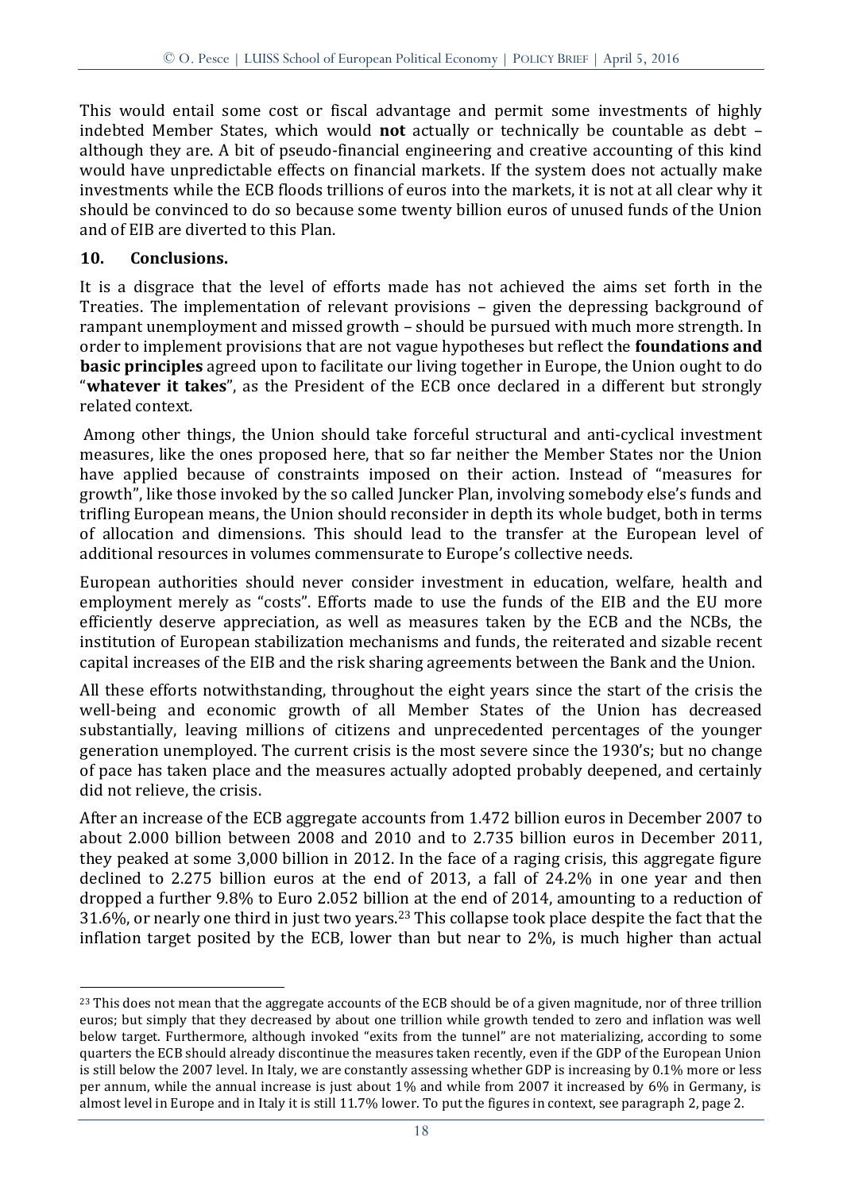This would entail some cost or fiscal advantage and permit some investments of highly indebted Member States, which would **not** actually or technically be countable as debt – although they are. A bit of pseudo-financial engineering and creative accounting of this kind would have unpredictable effects on financial markets. If the system does not actually make investments while the ECB floods trillions of euros into the markets, it is not at all clear why it should be convinced to do so because some twenty billion euros of unused funds of the Union and of EIB are diverted to this Plan.

## 10. Conclusions.

It is a disgrace that the level of efforts made has not achieved the aims set forth in the Treaties. The implementation of relevant provisions – given the depressing background of rampant unemployment and missed growth – should be pursued with much more strength. In order to implement provisions that are not vague hypotheses but reflect the **foundations and basic principles** agreed upon to facilitate our living together in Europe, the Union ought to do "**whatever it takes**", as the President of the ECB once declared in a different but strongly related context.

Among other things, the Union should take forceful structural and anti-cyclical investment measures, like the ones proposed here, that so far neither the Member States nor the Union have applied because of constraints imposed on their action. Instead of "measures for growth", like those invoked by the so called Juncker Plan, involving somebody else's funds and trifling European means, the Union should reconsider in depth its whole budget, both in terms of allocation and dimensions. This should lead to the transfer at the European level of additional resources in volumes commensurate to Europe's collective needs.

European authorities should never consider investment in education, welfare, health and employment merely as "costs". Efforts made to use the funds of the EIB and the EU more efficiently deserve appreciation, as well as measures taken by the ECB and the NCBs, the institution of European stabilization mechanisms and funds, the reiterated and sizable recent capital increases of the EIB and the risk sharing agreements between the Bank and the Union.

All these efforts notwithstanding, throughout the eight years since the start of the crisis the well-being and economic growth of all Member States of the Union has decreased substantially, leaving millions of citizens and unprecedented percentages of the younger generation unemployed. The current crisis is the most severe since the 1930's; but no change of pace has taken place and the measures actually adopted probably deepened, and certainly did not relieve, the crisis.

After an increase of the ECB aggregate accounts from 1.472 billion euros in December 2007 to about 2.000 billion between 2008 and 2010 and to 2.735 billion euros in December 2011, they peaked at some 3,000 billion in 2012. In the face of a raging crisis, this aggregate figure declined to 2.275 billion euros at the end of 2013, a fall of 24.2% in one year and then dropped a further 9.8% to Euro 2.052 billion at the end of 2014, amounting to a reduction of 31.6%, or nearly one third in just two years.[23] This collapse took place despite the fact that the inflation target posited by the ECB, lower than but near to 2%, is much higher than actual

[23] This does not mean that the aggregate accounts of the ECB should be of a given magnitude, nor of three trillion euros; but simply that they decreased by about one trillion while growth tended to zero and inflation was well below target. Furthermore, although invoked "exits from the tunnel" are not materializing, according to some quarters the ECB should already discontinue the measures taken recently, even if the GDP of the European Union is still below the 2007 level. In Italy, we are constantly assessing whether GDP is increasing by 0.1% more or less per annum, while the annual increase is just about 1% and while from 2007 it increased by 6% in Germany, is almost level in Europe and in Italy it is still 11.7% lower. To put the figures in context, see paragraph 2, page 2.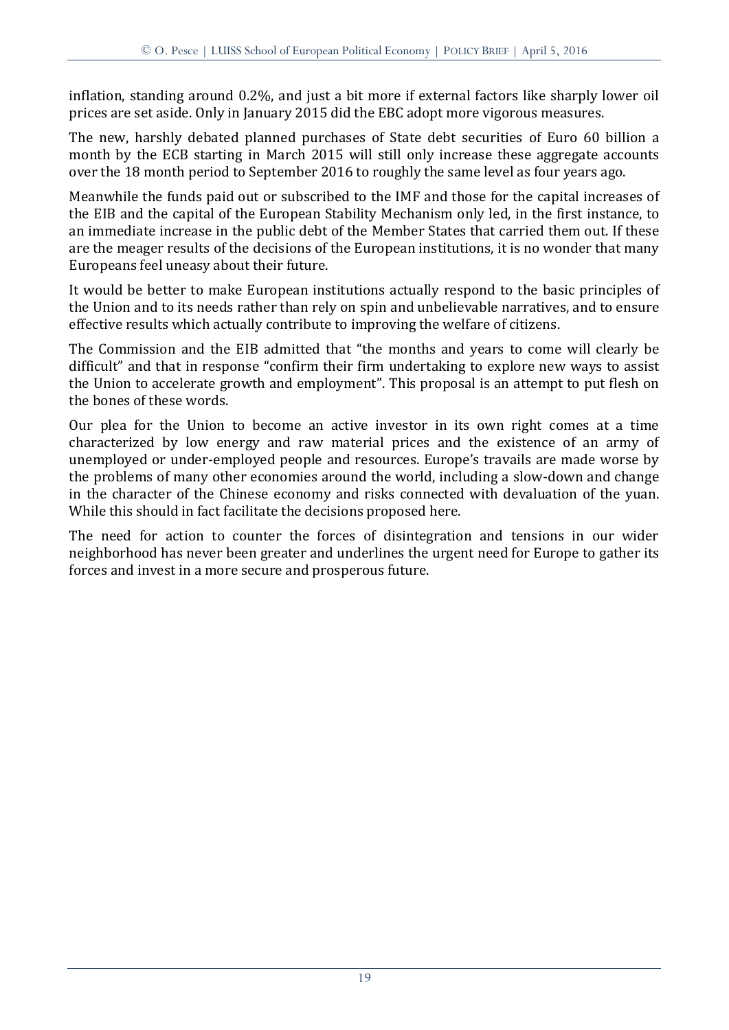inflation, standing around 0.2%, and just a bit more if external factors like sharply lower oil prices are set aside. Only in January 2015 did the EBC adopt more vigorous measures.

The new, harshly debated planned purchases of State debt securities of Euro 60 billion a month by the ECB starting in March 2015 will still only increase these aggregate accounts over the 18 month period to September 2016 to roughly the same level as four years ago.

Meanwhile the funds paid out or subscribed to the IMF and those for the capital increases of the EIB and the capital of the European Stability Mechanism only led, in the first instance, to an immediate increase in the public debt of the Member States that carried them out. If these are the meager results of the decisions of the European institutions, it is no wonder that many Europeans feel uneasy about their future.

It would be better to make European institutions actually respond to the basic principles of the Union and to its needs rather than rely on spin and unbelievable narratives, and to ensure effective results which actually contribute to improving the welfare of citizens.

The Commission and the EIB admitted that "the months and years to come will clearly be difficult" and that in response "confirm their firm undertaking to explore new ways to assist the Union to accelerate growth and employment". This proposal is an attempt to put flesh on the bones of these words.

Our plea for the Union to become an active investor in its own right comes at a time characterized by low energy and raw material prices and the existence of an army of unemployed or under-employed people and resources. Europe's travails are made worse by the problems of many other economies around the world, including a slow-down and change in the character of the Chinese economy and risks connected with devaluation of the yuan. While this should in fact facilitate the decisions proposed here.

The need for action to counter the forces of disintegration and tensions in our wider neighborhood has never been greater and underlines the urgent need for Europe to gather its forces and invest in a more secure and prosperous future.